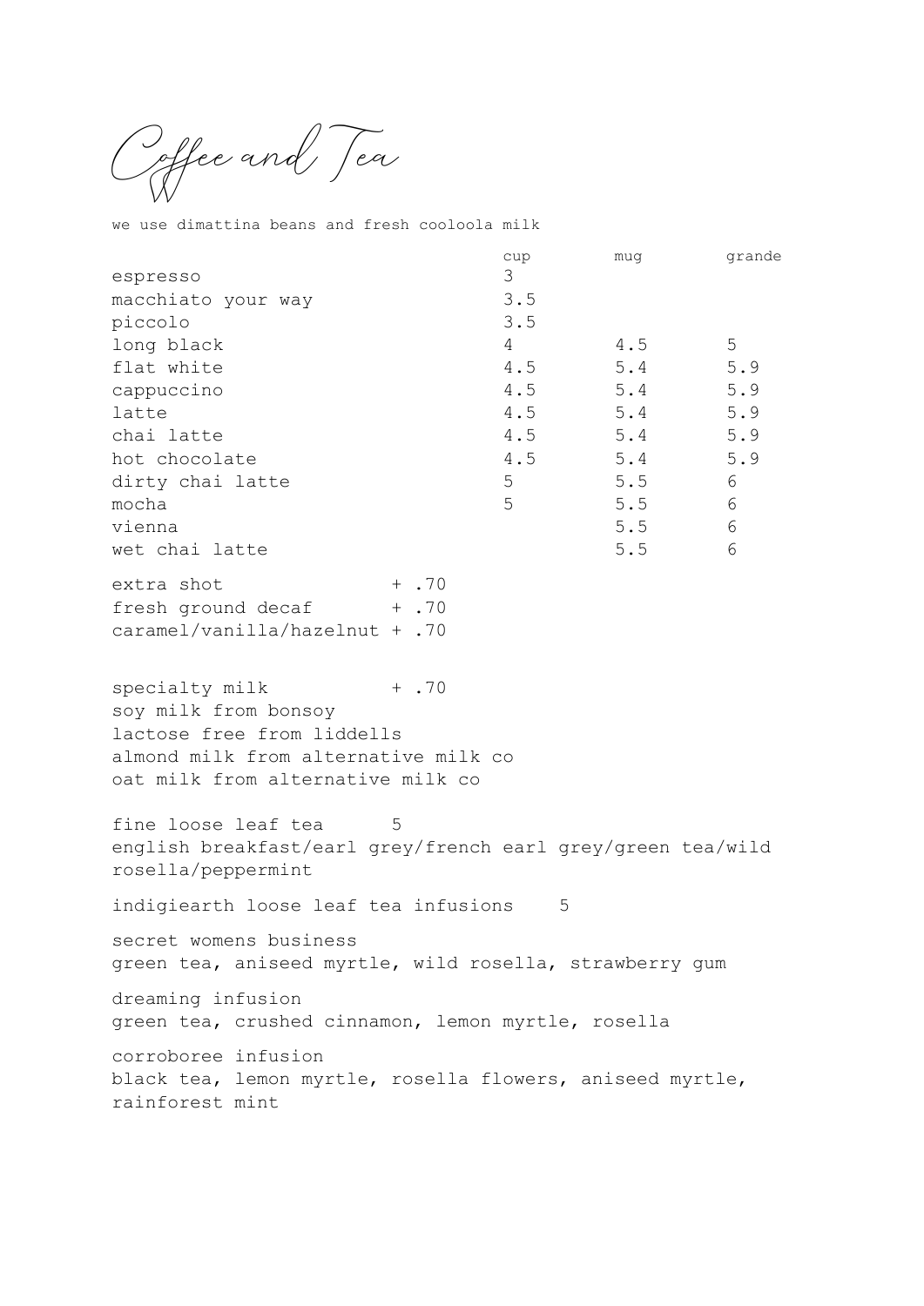# Coffee and Tea

we use dimattina beans and fresh cooloola milk

| | cup | mug | grande |
|---|---|---|---|
| espresso | 3 | | |
| macchiato your way | 3.5 | | |
| piccolo | 3.5 | | |
| long black | 4 | 4.5 | 5 |
| flat white | 4.5 | 5.4 | 5.9 |
| cappuccino | 4.5 | 5.4 | 5.9 |
| latte | 4.5 | 5.4 | 5.9 |
| chai latte | 4.5 | 5.4 | 5.9 |
| hot chocolate | 4.5 | 5.4 | 5.9 |
| dirty chai latte | 5 | 5.5 | 6 |
| mocha | 5 | 5.5 | 6 |
| vienna | | 5.5 | 6 |
| wet chai latte | | 5.5 | 6 |

extra shot + .70
fresh ground decaf + .70
caramel/vanilla/hazelnut + .70

specialty milk + .70
soy milk from bonsoy
lactose free from liddells
almond milk from alternative milk co
oat milk from alternative milk co

fine loose leaf tea 5
english breakfast/earl grey/french earl grey/green tea/wild rosella/peppermint

indigiearth loose leaf tea infusions 5

secret womens business
green tea, aniseed myrtle, wild rosella, strawberry gum

dreaming infusion
green tea, crushed cinnamon, lemon myrtle, rosella

corroboree infusion
black tea, lemon myrtle, rosella flowers, aniseed myrtle, rainforest mint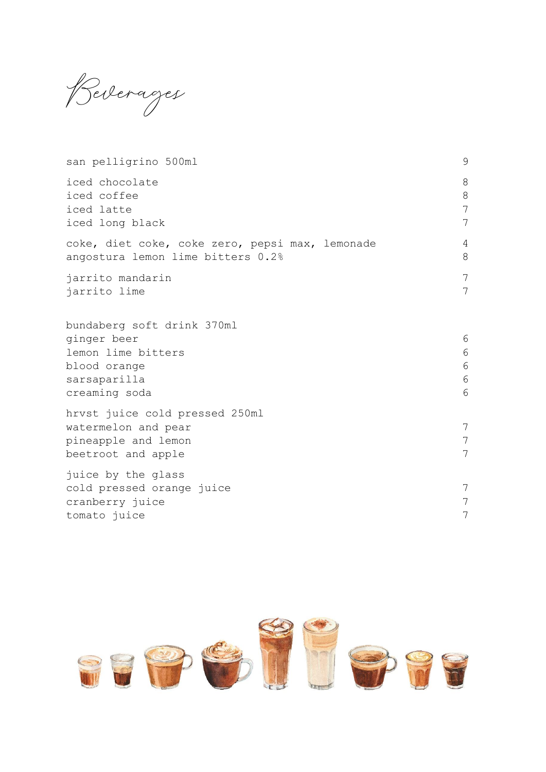# Beverages

| | |
|---|---|
| san pelligrino 500ml | 9 |
| iced chocolate | 8 |
| iced coffee | 8 |
| iced latte | 7 |
| iced long black | 7 |
| coke, diet coke, coke zero, pepsi max, lemonade | 4 |
| angostura lemon lime bitters 0.2% | 8 |
| jarrito mandarin | 7 |
| jarrito lime | 7 |

| bundaberg soft drink 370ml | |
|---|---|
| ginger beer | 6 |
| lemon lime bitters | 6 |
| blood orange | 6 |
| sarsaparilla | 6 |
| creaming soda | 6 |

| hrvst juice cold pressed 250ml | |
|---|---|
| watermelon and pear | 7 |
| pineapple and lemon | 7 |
| beetroot and apple | 7 |

| juice by the glass | |
|---|---|
| cold pressed orange juice | 7 |
| cranberry juice | 7 |
| tomato juice | 7 |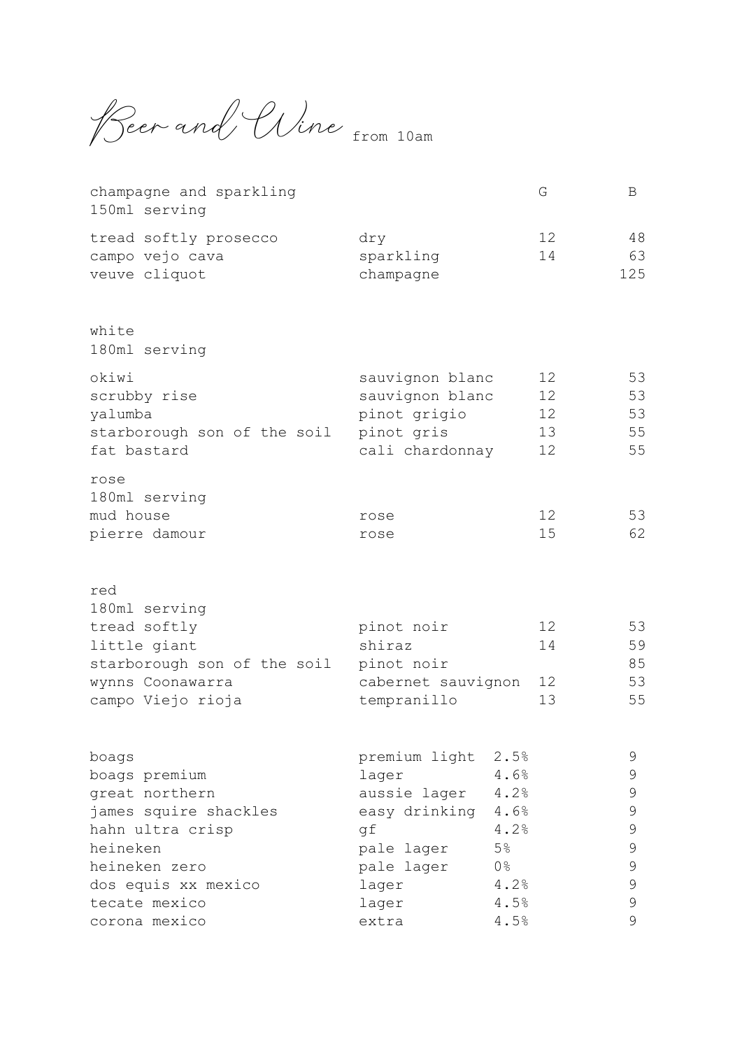# Beer and Wine from 10am

| champagne and sparkling<br>150ml serving | | G | B |
|---|---|---|---|
| tread softly prosecco | dry | 12 | 48 |
| campo vejo cava | sparkling | 14 | 63 |
| veuve cliquot | champagne | | 125 |

| white<br>180ml serving | | | |
|---|---|---|---|
| okiwi | sauvignon blanc | 12 | 53 |
| scrubby rise | sauvignon blanc | 12 | 53 |
| yalumba | pinot grigio | 12 | 53 |
| starborough son of the soil | pinot gris | 13 | 55 |
| fat bastard | cali chardonnay | 12 | 55 |

| rose<br>180ml serving | | | |
|---|---|---|---|
| mud house | rose | 12 | 53 |
| pierre damour | rose | 15 | 62 |

| red<br>180ml serving | | | |
|---|---|---|---|
| tread softly | pinot noir | 12 | 53 |
| little giant | shiraz | 14 | 59 |
| starborough son of the soil | pinot noir | | 85 |
| wynns Coonawarra | cabernet sauvignon | 12 | 53 |
| campo Viejo rioja | tempranillo | 13 | 55 |

| | | | |
|---|---|---|---|
| boags | premium light | 2.5% | 9 |
| boags premium | lager | 4.6% | 9 |
| great northern | aussie lager | 4.2% | 9 |
| james squire shackles | easy drinking | 4.6% | 9 |
| hahn ultra crisp | gf | 4.2% | 9 |
| heineken | pale lager | 5% | 9 |
| heineken zero | pale lager | 0% | 9 |
| dos equis xx mexico | lager | 4.2% | 9 |
| tecate mexico | lager | 4.5% | 9 |
| corona mexico | extra | 4.5% | 9 |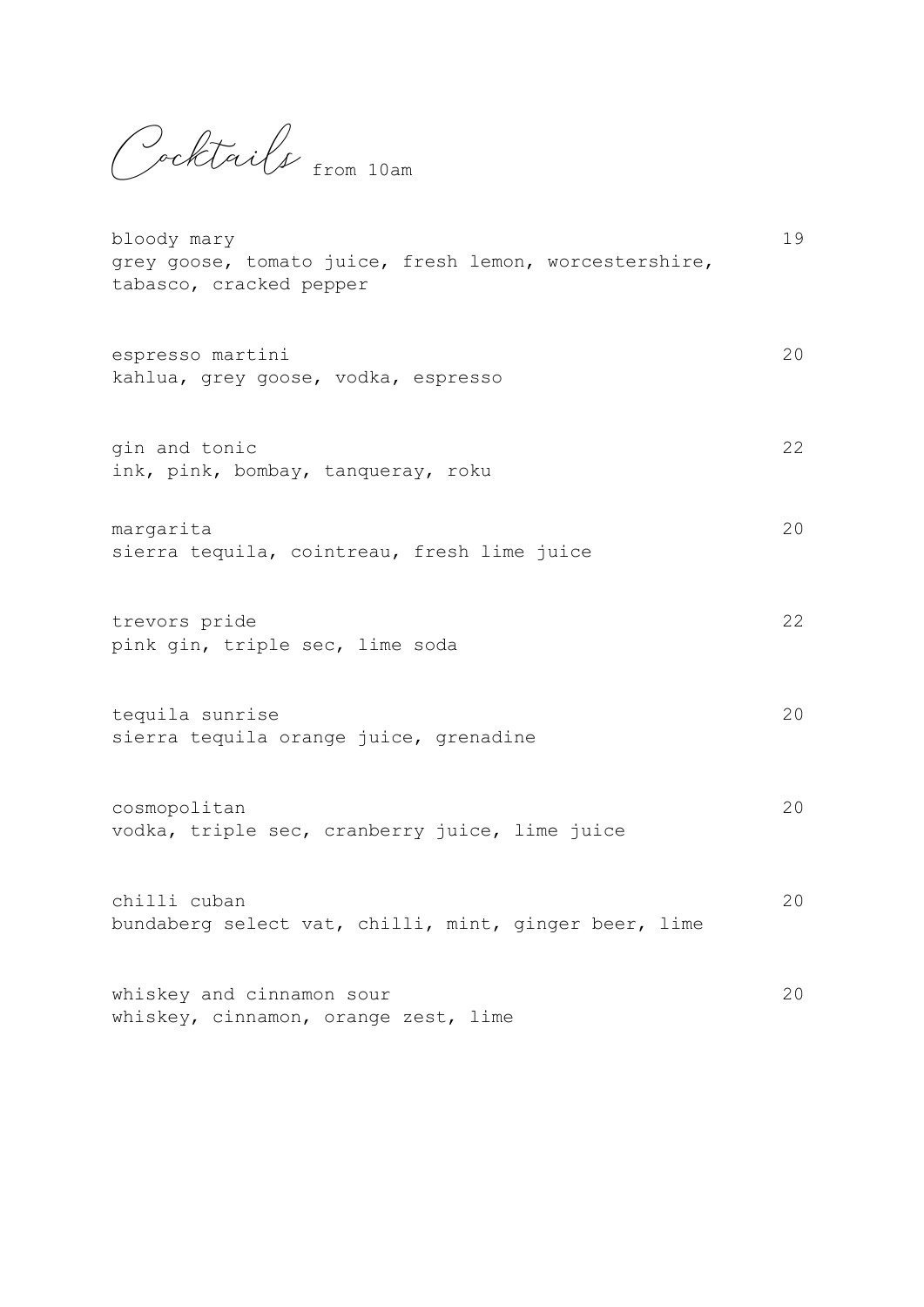# Cocktails from 10am

**bloody mary** 19
grey goose, tomato juice, fresh lemon, worcestershire, tabasco, cracked pepper

**espresso martini** 20
kahlua, grey goose, vodka, espresso

**gin and tonic** 22
ink, pink, bombay, tanqueray, roku

**margarita** 20
sierra tequila, cointreau, fresh lime juice

**trevors pride** 22
pink gin, triple sec, lime soda

**tequila sunrise** 20
sierra tequila orange juice, grenadine

**cosmopolitan** 20
vodka, triple sec, cranberry juice, lime juice

**chilli cuban** 20
bundaberg select vat, chilli, mint, ginger beer, lime

**whiskey and cinnamon sour** 20
whiskey, cinnamon, orange zest, lime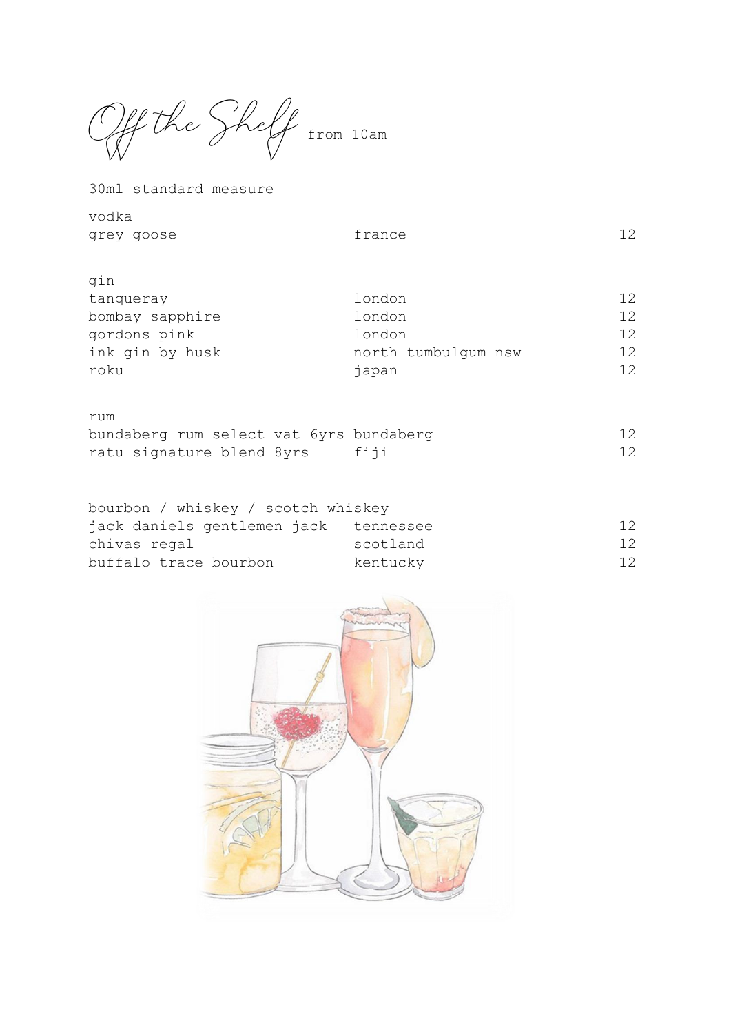# Off the Shelf from 10am

30ml standard measure

| | | |
|---|---|---|
| **vodka** | | |
| grey goose | france | 12 |
| **gin** | | |
| tanqueray | london | 12 |
| bombay sapphire | london | 12 |
| gordons pink | london | 12 |
| ink gin by husk | north tumbulgum nsw | 12 |
| roku | japan | 12 |
| **rum** | | |
| bundaberg rum select vat 6yrs | bundaberg | 12 |
| ratu signature blend 8yrs | fiji | 12 |
| **bourbon / whiskey / scotch whiskey** | | |
| jack daniels gentlemen jack | tennessee | 12 |
| chivas regal | scotland | 12 |
| buffalo trace bourbon | kentucky | 12 |